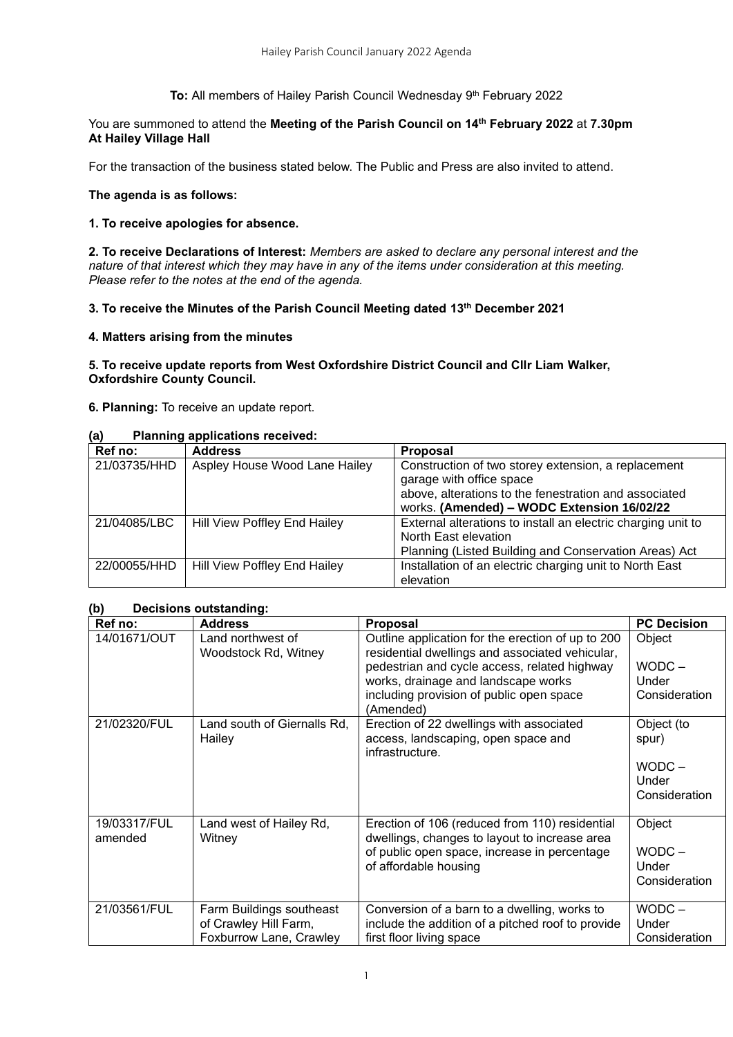**To:** All members of Hailey Parish Council Wednesday 9th February 2022

You are summoned to attend the **Meeting of the Parish Council on 14th February 2022** at **7.30pm At Hailey Village Hall**

For the transaction of the business stated below. The Public and Press are also invited to attend.

**The agenda is as follows:**

**1. To receive apologies for absence.**

**2. To receive Declarations of Interest:** *Members are asked to declare any personal interest and the nature of that interest which they may have in any of the items under consideration at this meeting. Please refer to the notes at the end of the agenda.*

**3. To receive the Minutes of the Parish Council Meeting dated 13th December 2021**

**4. Matters arising from the minutes**

**5. To receive update reports from West Oxfordshire District Council and Cllr Liam Walker, Oxfordshire County Council.**

**6. Planning:** To receive an update report.

**(a) Planning applications received:**

| Ref no: | Address | Proposal |
|---|---|---|
| 21/03735/HHD | Aspley House Wood Lane Hailey | Construction of two storey extension, a replacement garage with office space above, alterations to the fenestration and associated works. **(Amended) – WODC Extension 16/02/22** |
| 21/04085/LBC | Hill View Poffley End Hailey | External alterations to install an electric charging unit to North East elevation Planning (Listed Building and Conservation Areas) Act |
| 22/00055/HHD | Hill View Poffley End Hailey | Installation of an electric charging unit to North East elevation |

**(b) Decisions outstanding:**

| Ref no: | Address | Proposal | PC Decision |
|---|---|---|---|
| 14/01671/OUT | Land northwest of Woodstock Rd, Witney | Outline application for the erection of up to 200 residential dwellings and associated vehicular, pedestrian and cycle access, related highway works, drainage and landscape works including provision of public open space (Amended) | Object<br><br>WODC – Under Consideration |
| 21/02320/FUL | Land south of Giernalls Rd, Hailey | Erection of 22 dwellings with associated access, landscaping, open space and infrastructure. | Object (to spur)<br><br>WODC – Under Consideration |
| 19/03317/FUL amended | Land west of Hailey Rd, Witney | Erection of 106 (reduced from 110) residential dwellings, changes to layout to increase area of public open space, increase in percentage of affordable housing | Object<br><br>WODC – Under Consideration |
| 21/03561/FUL | Farm Buildings southeast of Crawley Hill Farm, Foxburrow Lane, Crawley | Conversion of a barn to a dwelling, works to include the addition of a pitched roof to provide first floor living space | WODC – Under Consideration |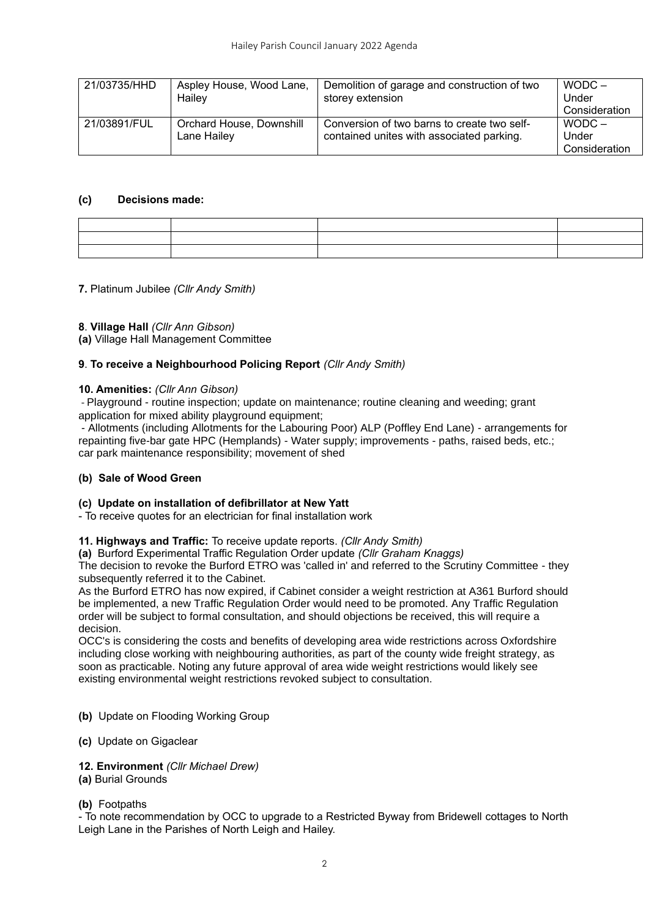| 21/03735/HHD | Aspley House, Wood Lane, Hailey | Demolition of garage and construction of two storey extension | WODC – Under Consideration |
|---|---|---|---|
| 21/03891/FUL | Orchard House, Downshill Lane Hailey | Conversion of two barns to create two self-contained unites with associated parking. | WODC – Under Consideration |

**(c) Decisions made:**

| | | | |
|---|---|---|---|
| | | | |
| | | | |
| | | | |

**7.** Platinum Jubilee *(Cllr Andy Smith)*

**8**. **Village Hall** *(Cllr Ann Gibson)*

**(a)** Village Hall Management Committee

**9**. **To receive a Neighbourhood Policing Report** *(Cllr Andy Smith)*

**10. Amenities:** *(Cllr Ann Gibson)*

- Playground - routine inspection; update on maintenance; routine cleaning and weeding; grant application for mixed ability playground equipment;
- Allotments (including Allotments for the Labouring Poor) ALP (Poffley End Lane) - arrangements for repainting five-bar gate HPC (Hemplands) - Water supply; improvements - paths, raised beds, etc.; car park maintenance responsibility; movement of shed

**(b) Sale of Wood Green**

**(c) Update on installation of defibrillator at New Yatt**

- To receive quotes for an electrician for final installation work

**11. Highways and Traffic:** To receive update reports. *(Cllr Andy Smith)*

**(a)** Burford Experimental Traffic Regulation Order update *(Cllr Graham Knaggs)*

The decision to revoke the Burford ETRO was 'called in' and referred to the Scrutiny Committee - they subsequently referred it to the Cabinet.

As the Burford ETRO has now expired, if Cabinet consider a weight restriction at A361 Burford should be implemented, a new Traffic Regulation Order would need to be promoted. Any Traffic Regulation order will be subject to formal consultation, and should objections be received, this will require a decision.

OCC's is considering the costs and benefits of developing area wide restrictions across Oxfordshire including close working with neighbouring authorities, as part of the county wide freight strategy, as soon as practicable. Noting any future approval of area wide weight restrictions would likely see existing environmental weight restrictions revoked subject to consultation.

**(b)** Update on Flooding Working Group

**(c)** Update on Gigaclear

**12. Environment** *(Cllr Michael Drew)*

**(a)** Burial Grounds

**(b)** Footpaths

- To note recommendation by OCC to upgrade to a Restricted Byway from Bridewell cottages to North Leigh Lane in the Parishes of North Leigh and Hailey.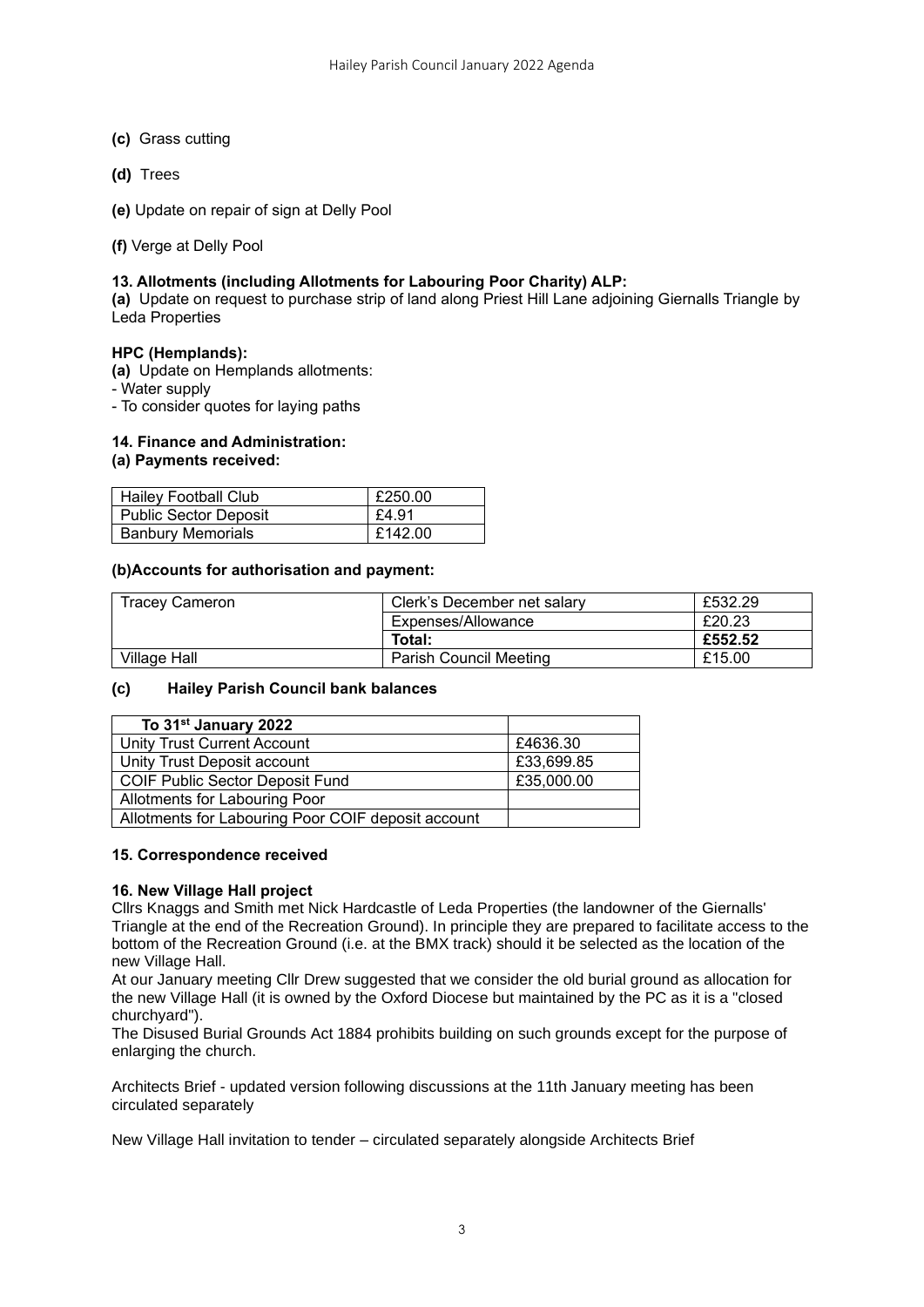**(c)** Grass cutting

**(d)** Trees

**(e)** Update on repair of sign at Delly Pool

**(f)** Verge at Delly Pool

**13. Allotments (including Allotments for Labouring Poor Charity) ALP:**

**(a)** Update on request to purchase strip of land along Priest Hill Lane adjoining Giernalls Triangle by Leda Properties

**HPC (Hemplands):**

**(a)** Update on Hemplands allotments:
- Water supply
- To consider quotes for laying paths

**14. Finance and Administration:**

**(a) Payments received:**

| Hailey Football Club | £250.00 |
|---|---|
| Public Sector Deposit | £4.91 |
| Banbury Memorials | £142.00 |

**(b)Accounts for authorisation and payment:**

| Tracey Cameron | Clerk's December net salary | £532.29 |
|---|---|---|
| | Expenses/Allowance | £20.23 |
| | **Total:** | **£552.52** |
| Village Hall | Parish Council Meeting | £15.00 |

**(c) Hailey Parish Council bank balances**

| **To 31st January 2022** | |
|---|---|
| Unity Trust Current Account | £4636.30 |
| Unity Trust Deposit account | £33,699.85 |
| COIF Public Sector Deposit Fund | £35,000.00 |
| Allotments for Labouring Poor | |
| Allotments for Labouring Poor COIF deposit account | |

**15. Correspondence received**

**16. New Village Hall project**

Cllrs Knaggs and Smith met Nick Hardcastle of Leda Properties (the landowner of the Giernalls' Triangle at the end of the Recreation Ground). In principle they are prepared to facilitate access to the bottom of the Recreation Ground (i.e. at the BMX track) should it be selected as the location of the new Village Hall.

At our January meeting Cllr Drew suggested that we consider the old burial ground as allocation for the new Village Hall (it is owned by the Oxford Diocese but maintained by the PC as it is a "closed churchyard").

The Disused Burial Grounds Act 1884 prohibits building on such grounds except for the purpose of enlarging the church.

Architects Brief - updated version following discussions at the 11th January meeting has been circulated separately

New Village Hall invitation to tender – circulated separately alongside Architects Brief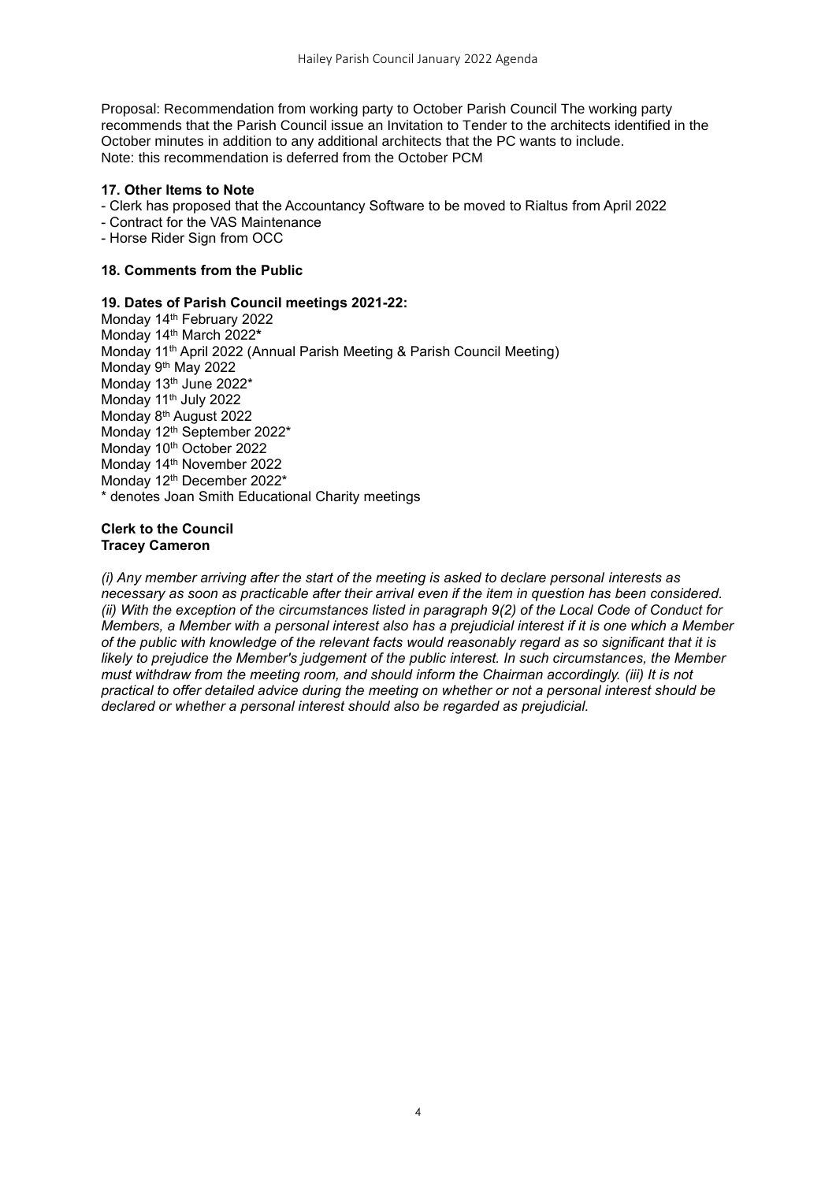Proposal: Recommendation from working party to October Parish Council The working party recommends that the Parish Council issue an Invitation to Tender to the architects identified in the October minutes in addition to any additional architects that the PC wants to include.
Note: this recommendation is deferred from the October PCM

**17. Other Items to Note**

- Clerk has proposed that the Accountancy Software to be moved to Rialtus from April 2022
- Contract for the VAS Maintenance
- Horse Rider Sign from OCC

**18. Comments from the Public**

**19. Dates of Parish Council meetings 2021-22:**

Monday 14th February 2022
Monday 14th March 2022*
Monday 11th April 2022 (Annual Parish Meeting & Parish Council Meeting)
Monday 9th May 2022
Monday 13th June 2022*
Monday 11th July 2022
Monday 8th August 2022
Monday 12th September 2022*
Monday 10th October 2022
Monday 14th November 2022
Monday 12th December 2022*
* denotes Joan Smith Educational Charity meetings

**Clerk to the Council**
**Tracey Cameron**

*(i) Any member arriving after the start of the meeting is asked to declare personal interests as necessary as soon as practicable after their arrival even if the item in question has been considered. (ii) With the exception of the circumstances listed in paragraph 9(2) of the Local Code of Conduct for Members, a Member with a personal interest also has a prejudicial interest if it is one which a Member of the public with knowledge of the relevant facts would reasonably regard as so significant that it is likely to prejudice the Member's judgement of the public interest. In such circumstances, the Member must withdraw from the meeting room, and should inform the Chairman accordingly. (iii) It is not practical to offer detailed advice during the meeting on whether or not a personal interest should be declared or whether a personal interest should also be regarded as prejudicial.*